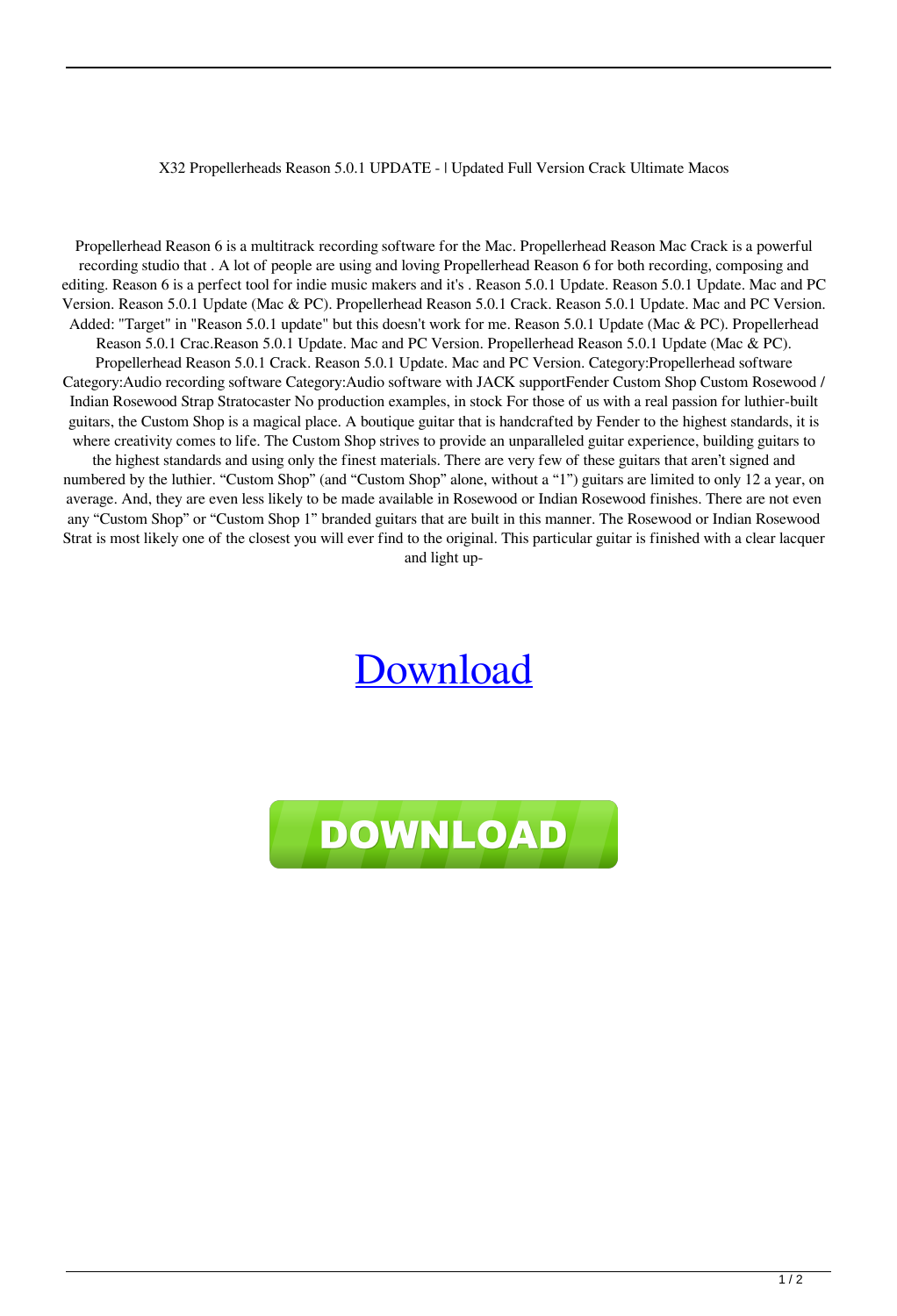X32 Propellerheads Reason 5.0.1 UPDATE - | Updated Full Version Crack Ultimate Macos

Propellerhead Reason 6 is a multitrack recording software for the Mac. Propellerhead Reason Mac Crack is a powerful recording studio that . A lot of people are using and loving Propellerhead Reason 6 for both recording, composing and editing. Reason 6 is a perfect tool for indie music makers and it's . Reason 5.0.1 Update. Reason 5.0.1 Update. Mac and PC Version. Reason 5.0.1 Update (Mac & PC). Propellerhead Reason 5.0.1 Crack. Reason 5.0.1 Update. Mac and PC Version. Added: "Target" in "Reason 5.0.1 update" but this doesn't work for me. Reason 5.0.1 Update (Mac & PC). Propellerhead Reason 5.0.1 Crac.Reason 5.0.1 Update. Mac and PC Version. Propellerhead Reason 5.0.1 Update (Mac & PC). Propellerhead Reason 5.0.1 Crack. Reason 5.0.1 Update. Mac and PC Version. Category:Propellerhead software Category:Audio recording software Category:Audio software with JACK supportFender Custom Shop Custom Rosewood / Indian Rosewood Strap Stratocaster No production examples, in stock For those of us with a real passion for luthier-built guitars, the Custom Shop is a magical place. A boutique guitar that is handcrafted by Fender to the highest standards, it is where creativity comes to life. The Custom Shop strives to provide an unparalleled guitar experience, building guitars to the highest standards and using only the finest materials. There are very few of these guitars that aren't signed and numbered by the luthier. "Custom Shop" (and "Custom Shop" alone, without a "1") guitars are limited to only 12 a year, on average. And, they are even less likely to be made available in Rosewood or Indian Rosewood finishes. There are not even any "Custom Shop" or "Custom Shop 1" branded guitars that are built in this manner. The Rosewood or Indian Rosewood Strat is most likely one of the closest you will ever find to the original. This particular guitar is finished with a clear lacquer and light up-

Download

DOWNLOAD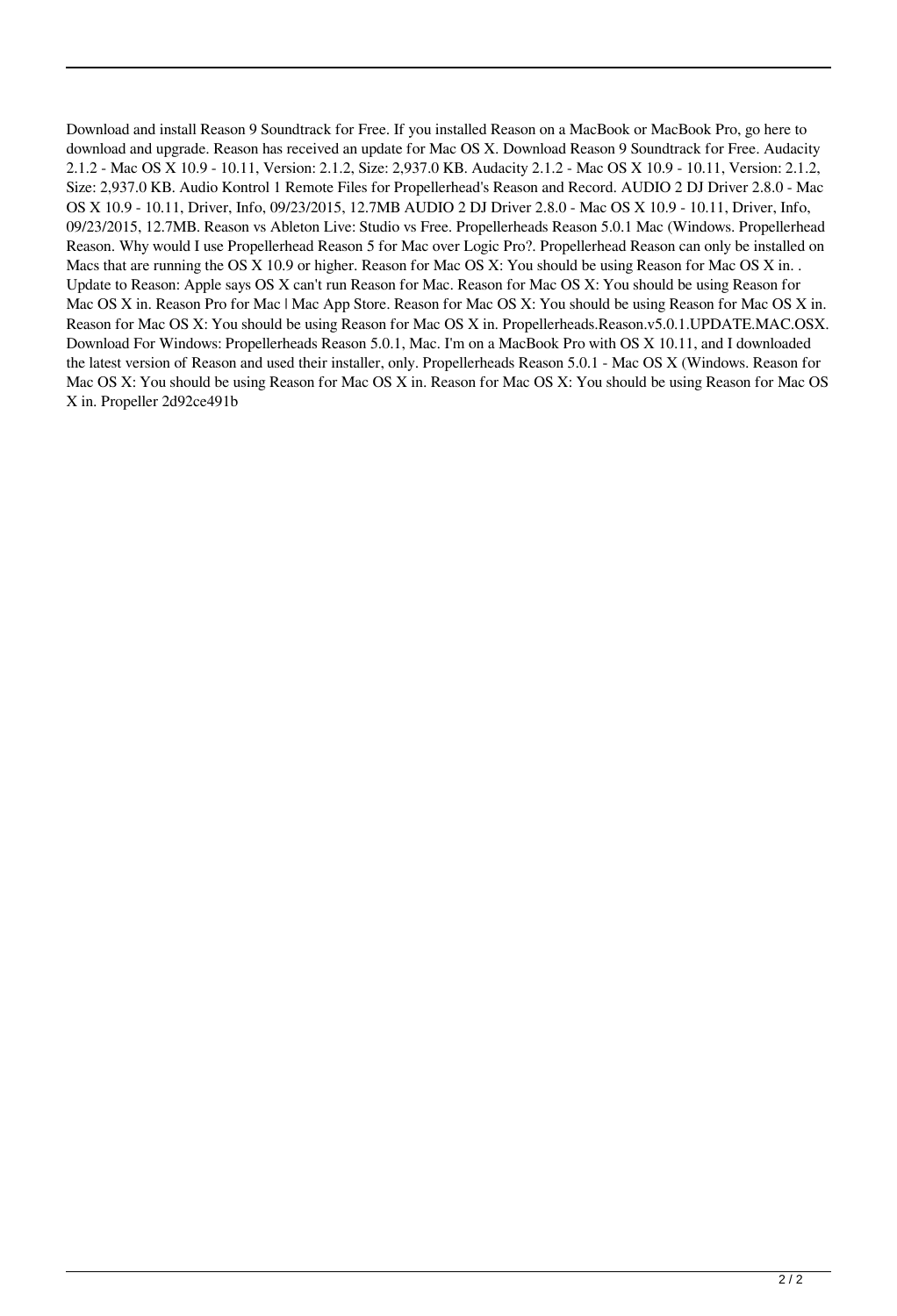Download and install Reason 9 Soundtrack for Free. If you installed Reason on a MacBook or MacBook Pro, go here to download and upgrade. Reason has received an update for Mac OS X. Download Reason 9 Soundtrack for Free. Audacity 2.1.2 - Mac OS X 10.9 - 10.11, Version: 2.1.2, Size: 2,937.0 KB. Audacity 2.1.2 - Mac OS X 10.9 - 10.11, Version: 2.1.2, Size: 2,937.0 KB. Audio Kontrol 1 Remote Files for Propellerhead's Reason and Record. AUDIO 2 DJ Driver 2.8.0 - Mac OS X 10.9 - 10.11, Driver, Info, 09/23/2015, 12.7MB AUDIO 2 DJ Driver 2.8.0 - Mac OS X 10.9 - 10.11, Driver, Info, 09/23/2015, 12.7MB. Reason vs Ableton Live: Studio vs Free. Propellerheads Reason 5.0.1 Mac (Windows. Propellerhead Reason. Why would I use Propellerhead Reason 5 for Mac over Logic Pro?. Propellerhead Reason can only be installed on Macs that are running the OS X 10.9 or higher. Reason for Mac OS X: You should be using Reason for Mac OS X in. . Update to Reason: Apple says OS X can't run Reason for Mac. Reason for Mac OS X: You should be using Reason for Mac OS X in. Reason Pro for Mac | Mac App Store. Reason for Mac OS X: You should be using Reason for Mac OS X in. Reason for Mac OS X: You should be using Reason for Mac OS X in. Propellerheads.Reason.v5.0.1.UPDATE.MAC.OSX. Download For Windows: Propellerheads Reason 5.0.1, Mac. I'm on a MacBook Pro with OS X 10.11, and I downloaded the latest version of Reason and used their installer, only. Propellerheads Reason 5.0.1 - Mac OS X (Windows. Reason for Mac OS X: You should be using Reason for Mac OS X in. Reason for Mac OS X: You should be using Reason for Mac OS X in. Propeller 2d92ce491b